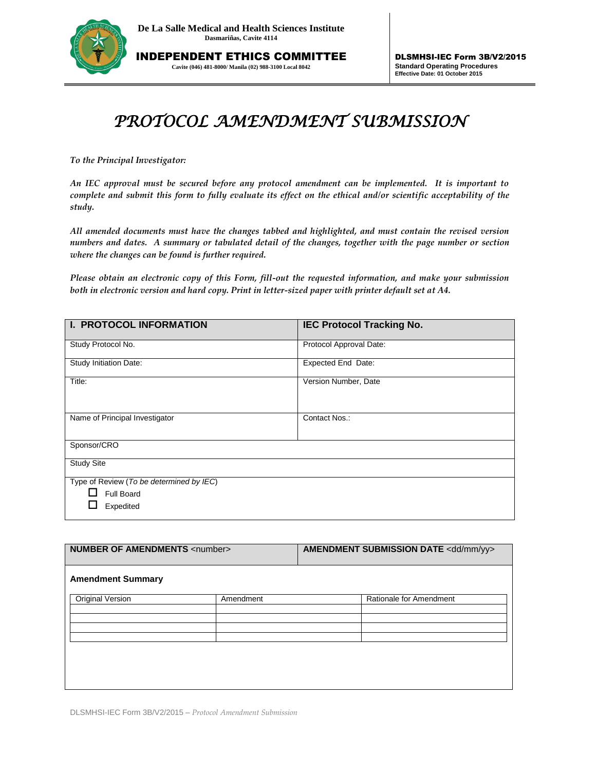**De La Salle Medical and Health Sciences Institute**
**Dasmariñas, Cavite 4114**

**INDEPENDENT ETHICS COMMITTEE**
**Cavite (046) 481-8000/ Manila (02) 988-3100 Local 8042**

**DLSMHSI-IEC Form 3B/V2/2015**
**Standard Operating Procedures**
**Effective Date: 01 October 2015**

# *PROTOCOL AMENDMENT SUBMISSION*

*To the Principal Investigator:*

*An IEC approval must be secured before any protocol amendment can be implemented. It is important to complete and submit this form to fully evaluate its effect on the ethical and/or scientific acceptability of the study.*

*All amended documents must have the changes tabbed and highlighted, and must contain the revised version numbers and dates. A summary or tabulated detail of the changes, together with the page number or section where the changes can be found is further required.*

*Please obtain an electronic copy of this Form, fill-out the requested information, and make your submission both in electronic version and hard copy. Print in letter-sized paper with printer default set at A4.*

| **I. PROTOCOL INFORMATION** | **IEC Protocol Tracking No.** |
|---|---|
| Study Protocol No. | Protocol Approval Date: |
| Study Initiation Date: | Expected End Date: |
| Title: | Version Number, Date |
| Name of Principal Investigator | Contact Nos.: |
| Sponsor/CRO | |
| Study Site | |
| Type of Review (*To be determined by IEC*)<br>☐ Full Board<br>☐ Expedited | |

| **NUMBER OF AMENDMENTS** <number> | **AMENDMENT SUBMISSION DATE** <dd/mm/yy> |
|---|---|

**Amendment Summary**

| Original Version | Amendment | Rationale for Amendment |
|---|---|---|
| | | |
| | | |
| | | |
| | | |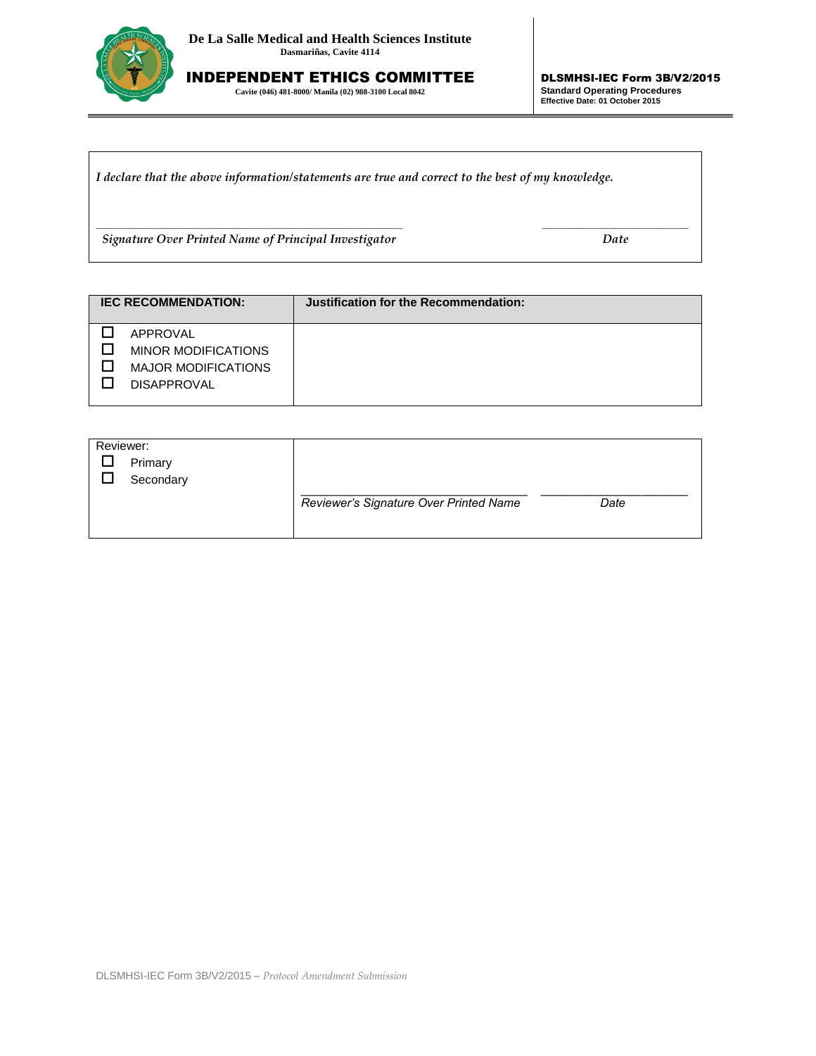*I declare that the above information/statements are true and correct to the best of my knowledge.*

\_\_\_\_\_\_\_\_\_\_\_\_\_\_\_\_\_\_\_\_\_\_\_\_\_\_\_\_\_\_\_\_\_\_\_\_\_\_\_\_ \_\_\_\_\_\_\_\_\_\_\_\_\_\_\_\_\_\_\_\_

*Signature Over Printed Name of Principal Investigator* *Date*

| IEC RECOMMENDATION: | Justification for the Recommendation: |
|---|---|
| ☐ APPROVAL<br>☐ MINOR MODIFICATIONS<br>☐ MAJOR MODIFICATIONS<br>☐ DISAPPROVAL | |

| | |
|---|---|
| Reviewer:<br>☐ Primary<br>☐ Secondary | \_\_\_\_\_\_\_\_\_\_\_\_\_\_\_\_\_\_\_\_\_\_\_\_\_\_\_\_\_\_ \_\_\_\_\_\_\_\_\_\_\_\_\_\_\_\_\_\_\_\_<br>*Reviewer's Signature Over Printed Name* *Date* |